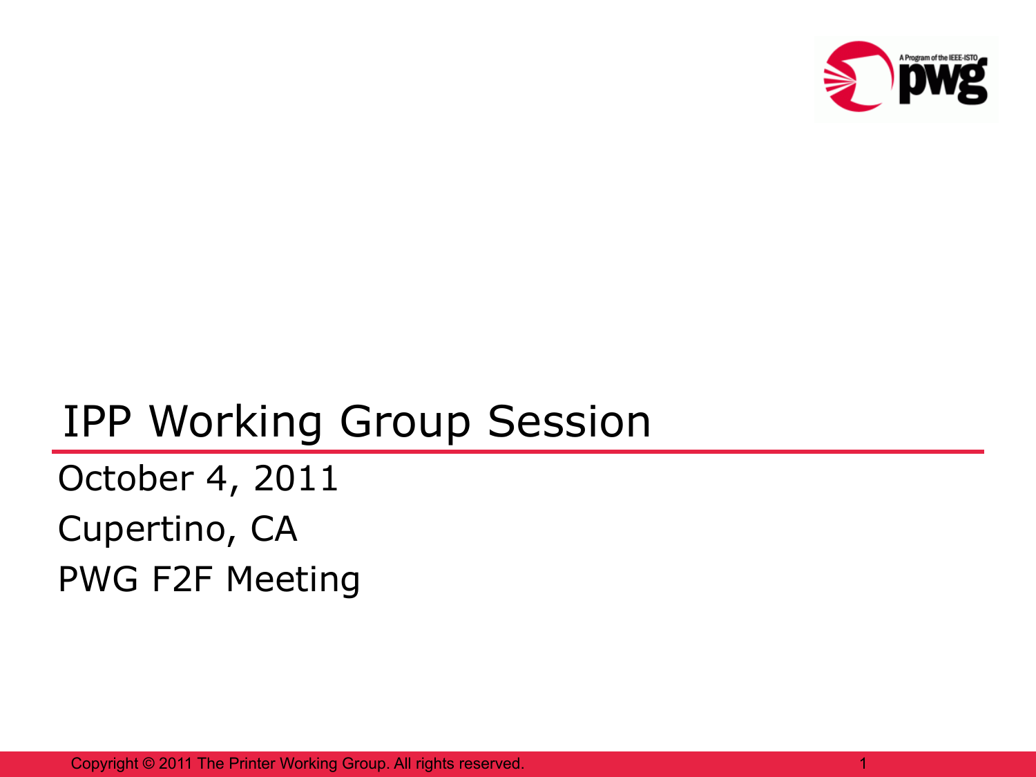# IPP Working Group Session

October 4, 2011

Cupertino, CA

PWG F2F Meeting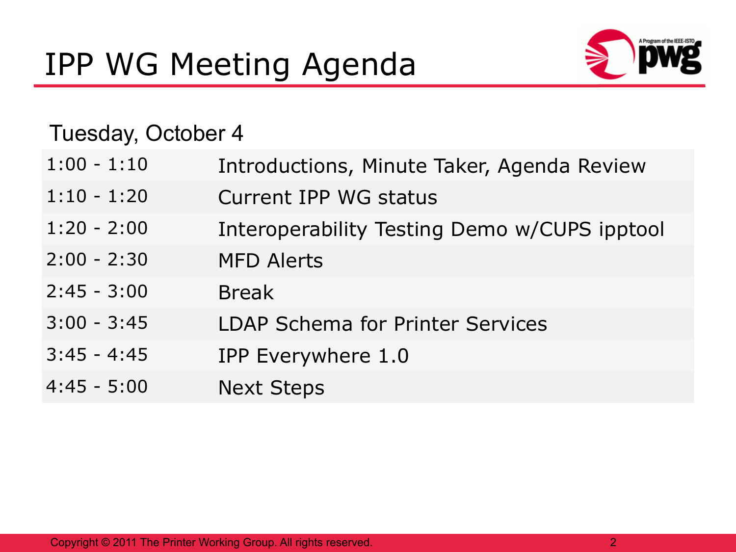# IPP WG Meeting Agenda

Tuesday, October 4

| | |
|---|---|
| 1:00 - 1:10 | Introductions, Minute Taker, Agenda Review |
| 1:10 - 1:20 | Current IPP WG status |
| 1:20 - 2:00 | Interoperability Testing Demo w/CUPS ipptool |
| 2:00 - 2:30 | MFD Alerts |
| 2:45 - 3:00 | Break |
| 3:00 - 3:45 | LDAP Schema for Printer Services |
| 3:45 - 4:45 | IPP Everywhere 1.0 |
| 4:45 - 5:00 | Next Steps |

Copyright © 2011 The Printer Working Group. All rights reserved.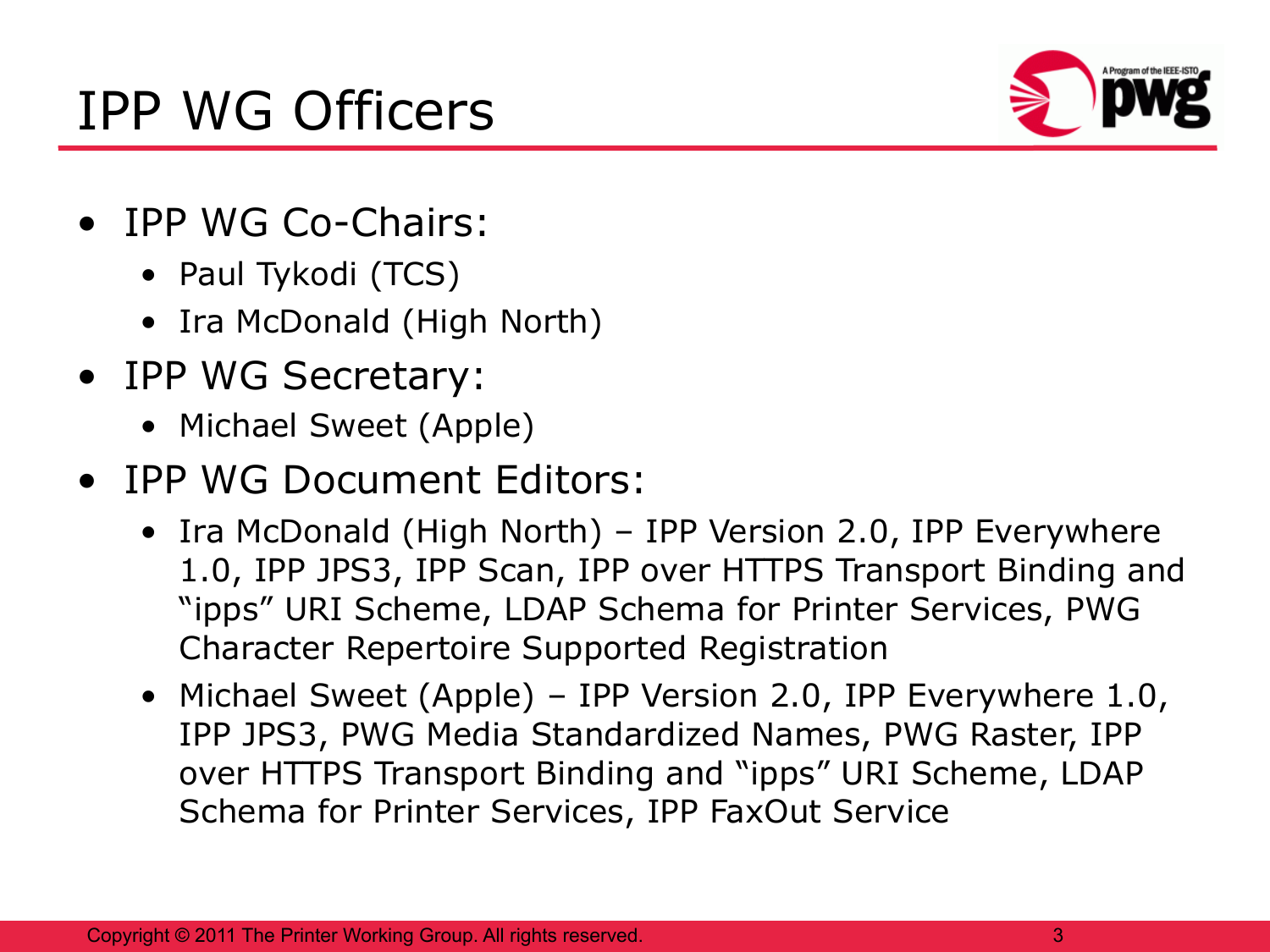# IPP WG Officers

- IPP WG Co-Chairs:
  - Paul Tykodi (TCS)
  - Ira McDonald (High North)
- IPP WG Secretary:
  - Michael Sweet (Apple)
- IPP WG Document Editors:
  - Ira McDonald (High North) – IPP Version 2.0, IPP Everywhere 1.0, IPP JPS3, IPP Scan, IPP over HTTPS Transport Binding and "ipps" URI Scheme, LDAP Schema for Printer Services, PWG Character Repertoire Supported Registration
  - Michael Sweet (Apple) – IPP Version 2.0, IPP Everywhere 1.0, IPP JPS3, PWG Media Standardized Names, PWG Raster, IPP over HTTPS Transport Binding and "ipps" URI Scheme, LDAP Schema for Printer Services, IPP FaxOut Service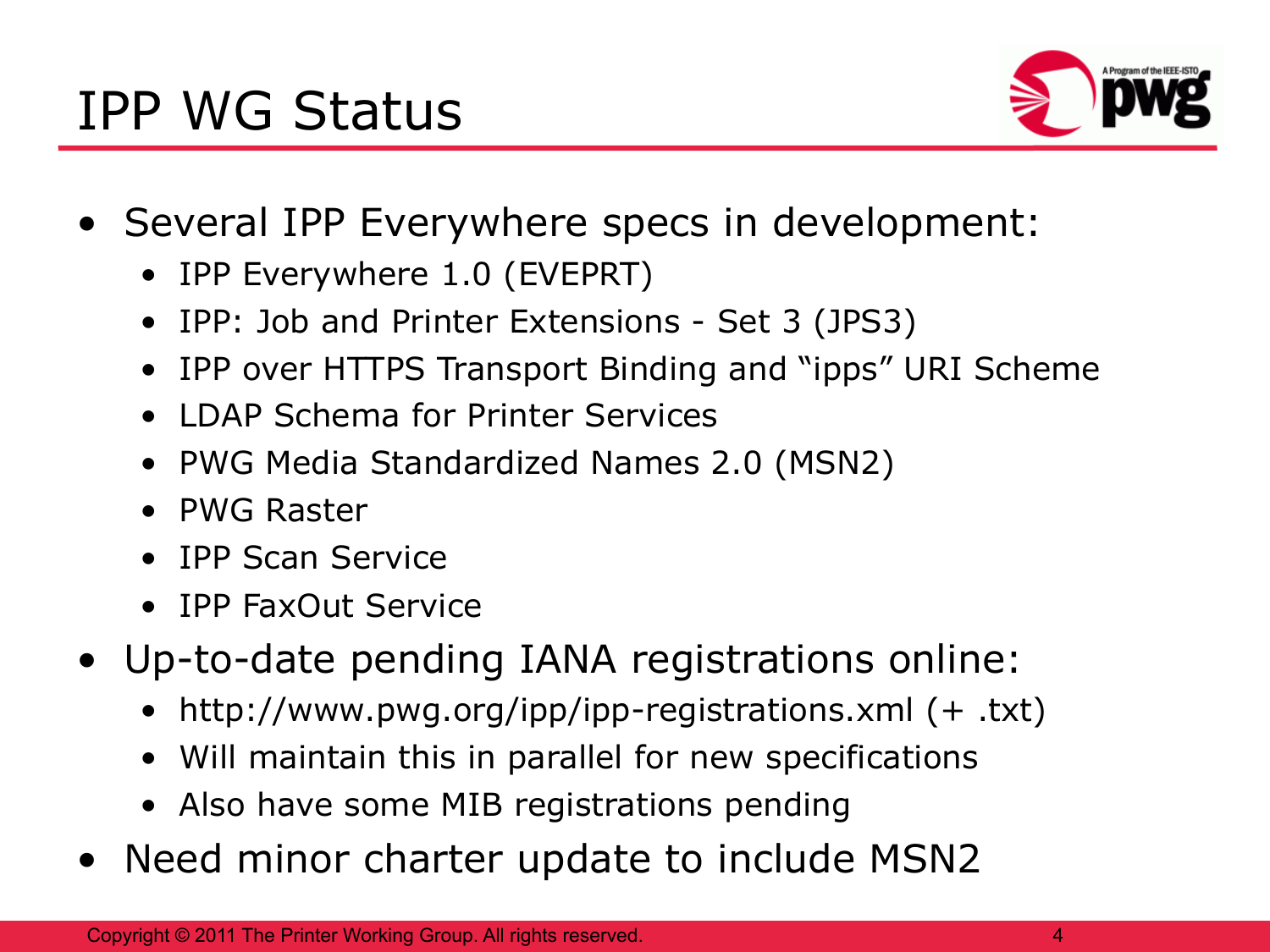# IPP WG Status

- Several IPP Everywhere specs in development:
  - IPP Everywhere 1.0 (EVEPRT)
  - IPP: Job and Printer Extensions - Set 3 (JPS3)
  - IPP over HTTPS Transport Binding and “ipps” URI Scheme
  - LDAP Schema for Printer Services
  - PWG Media Standardized Names 2.0 (MSN2)
  - PWG Raster
  - IPP Scan Service
  - IPP FaxOut Service
- Up-to-date pending IANA registrations online:
  - http://www.pwg.org/ipp/ipp-registrations.xml (+ .txt)
  - Will maintain this in parallel for new specifications
  - Also have some MIB registrations pending
- Need minor charter update to include MSN2

Copyright © 2011 The Printer Working Group. All rights reserved.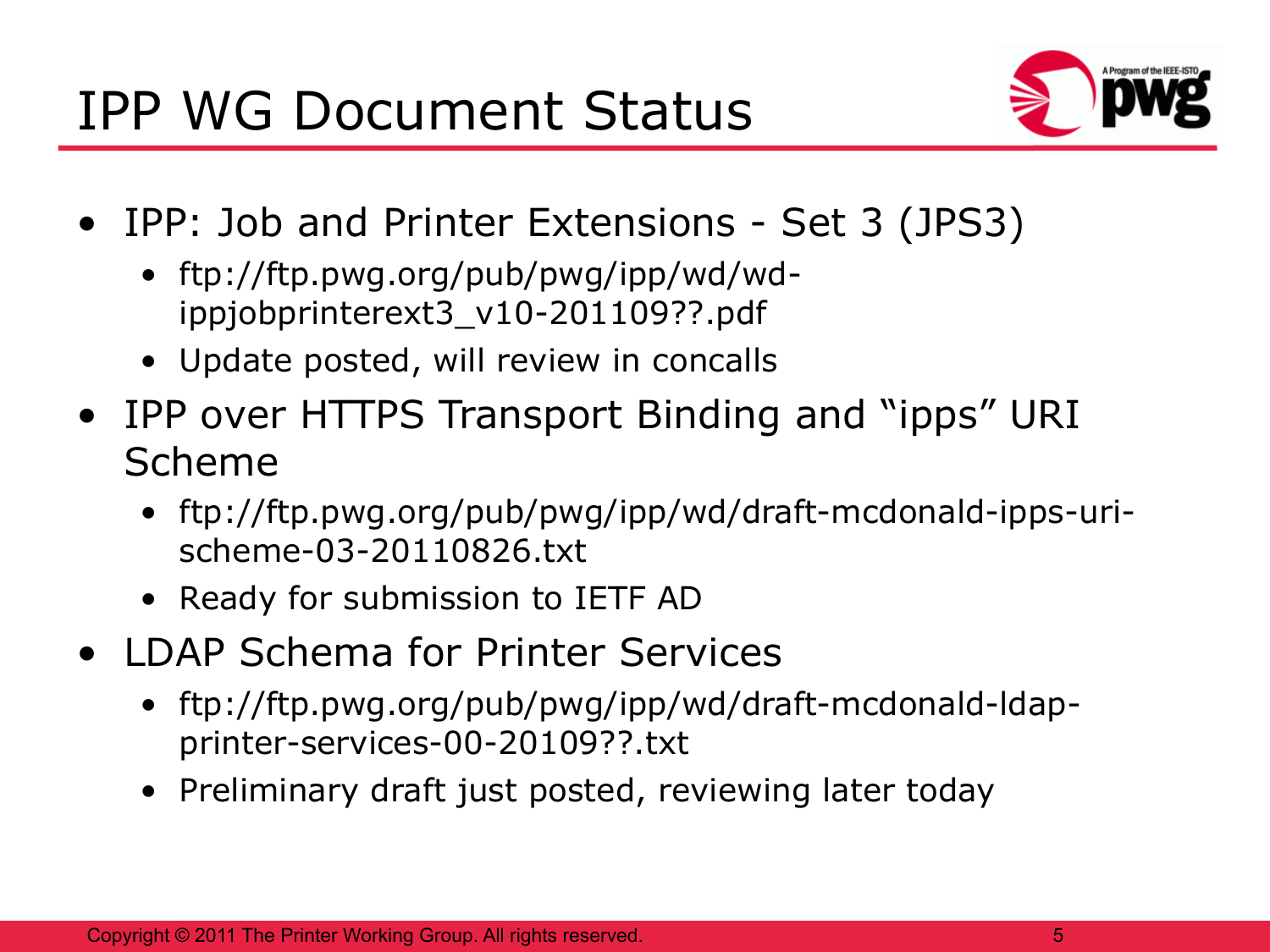# IPP WG Document Status

- IPP: Job and Printer Extensions - Set 3 (JPS3)
  - ftp://ftp.pwg.org/pub/pwg/ipp/wd/wd-ippjobprinterext3_v10-201109??.pdf
  - Update posted, will review in concalls
- IPP over HTTPS Transport Binding and "ipps" URI Scheme
  - ftp://ftp.pwg.org/pub/pwg/ipp/wd/draft-mcdonald-ipps-uri-scheme-03-20110826.txt
  - Ready for submission to IETF AD
- LDAP Schema for Printer Services
  - ftp://ftp.pwg.org/pub/pwg/ipp/wd/draft-mcdonald-ldap-printer-services-00-20109??.txt
  - Preliminary draft just posted, reviewing later today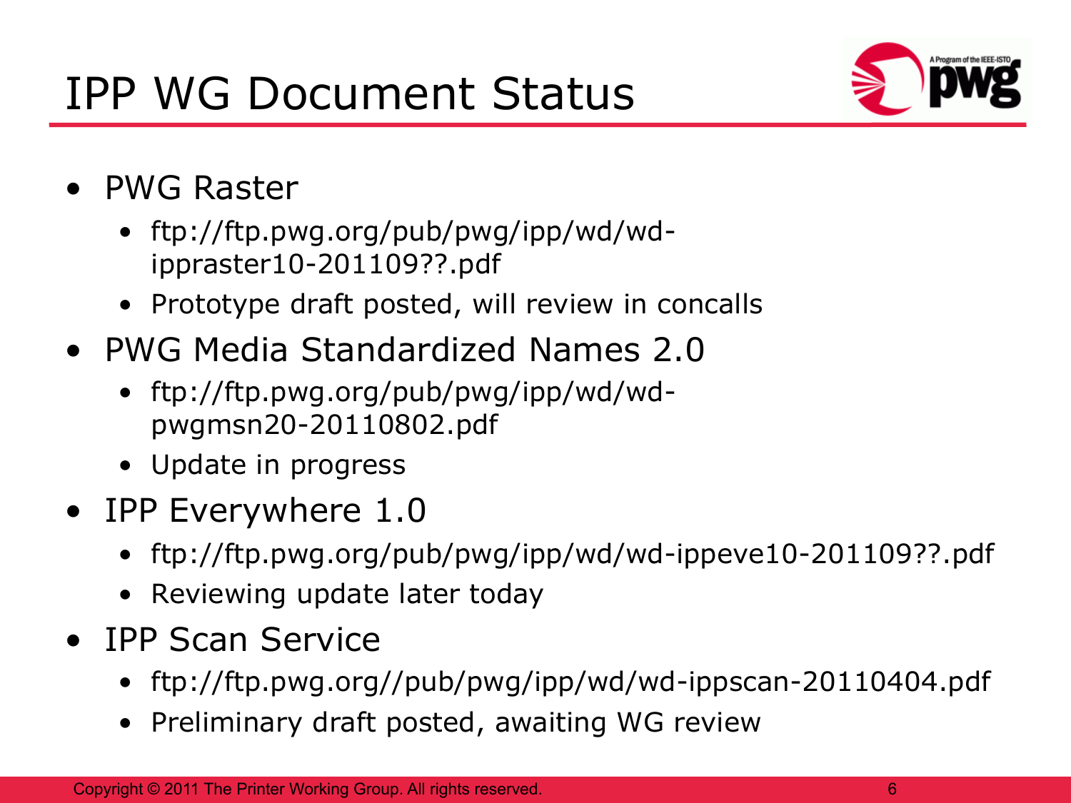# IPP WG Document Status

- PWG Raster
  - ftp://ftp.pwg.org/pub/pwg/ipp/wd/wd-ippraster10-201109??.pdf
  - Prototype draft posted, will review in concalls
- PWG Media Standardized Names 2.0
  - ftp://ftp.pwg.org/pub/pwg/ipp/wd/wd-pwgmsn20-20110802.pdf
  - Update in progress
- IPP Everywhere 1.0
  - ftp://ftp.pwg.org/pub/pwg/ipp/wd/wd-ippeve10-201109??.pdf
  - Reviewing update later today
- IPP Scan Service
  - ftp://ftp.pwg.org//pub/pwg/ipp/wd/wd-ippscan-20110404.pdf
  - Preliminary draft posted, awaiting WG review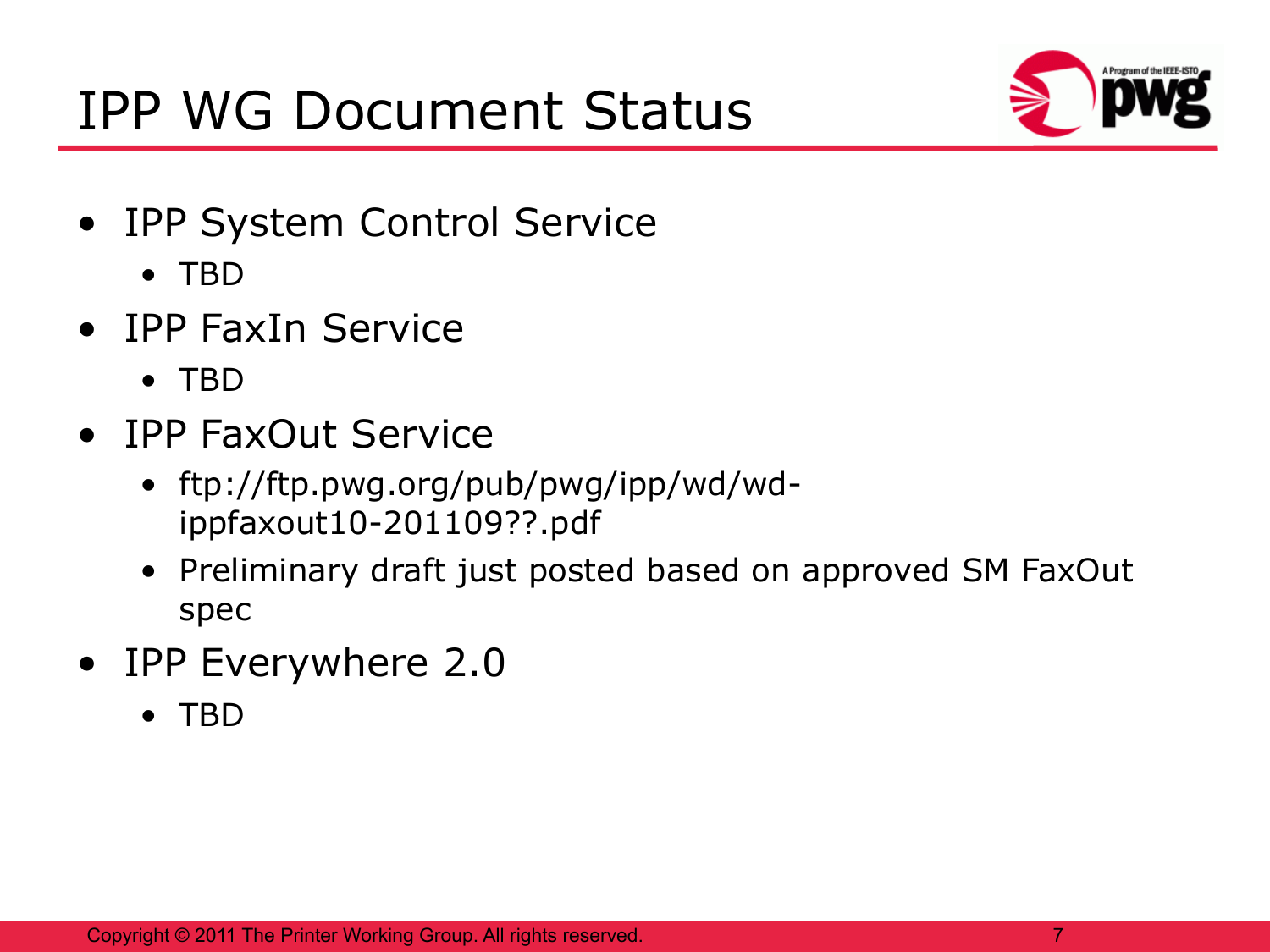# IPP WG Document Status

- IPP System Control Service
  - TBD
- IPP FaxIn Service
  - TBD
- IPP FaxOut Service
  - ftp://ftp.pwg.org/pub/pwg/ipp/wd/wd-ippfaxout10-201109??.pdf
  - Preliminary draft just posted based on approved SM FaxOut spec
- IPP Everywhere 2.0
  - TBD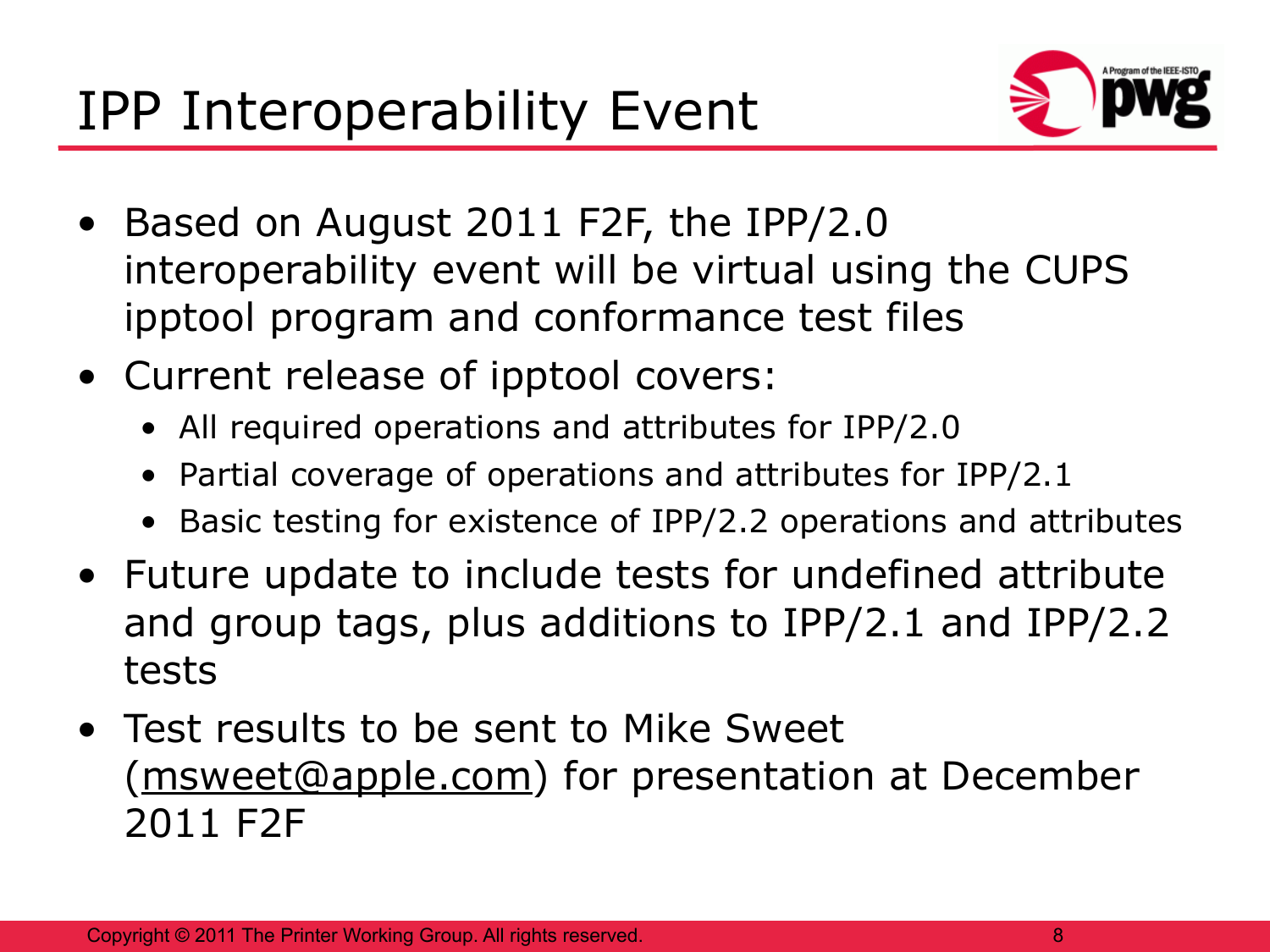# IPP Interoperability Event

- Based on August 2011 F2F, the IPP/2.0 interoperability event will be virtual using the CUPS ipptool program and conformance test files
- Current release of ipptool covers:
  - All required operations and attributes for IPP/2.0
  - Partial coverage of operations and attributes for IPP/2.1
  - Basic testing for existence of IPP/2.2 operations and attributes
- Future update to include tests for undefined attribute and group tags, plus additions to IPP/2.1 and IPP/2.2 tests
- Test results to be sent to Mike Sweet (msweet@apple.com) for presentation at December 2011 F2F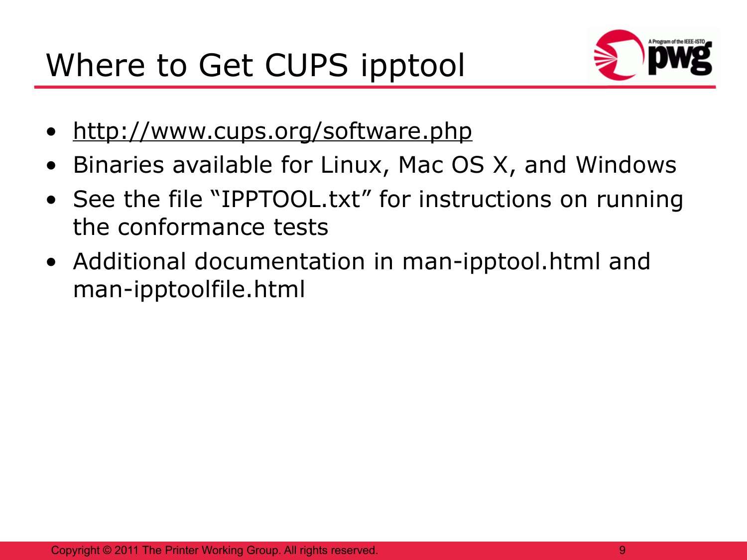# Where to Get CUPS ipptool

- http://www.cups.org/software.php
- Binaries available for Linux, Mac OS X, and Windows
- See the file "IPPTOOL.txt" for instructions on running the conformance tests
- Additional documentation in man-ipptool.html and man-ipptoolfile.html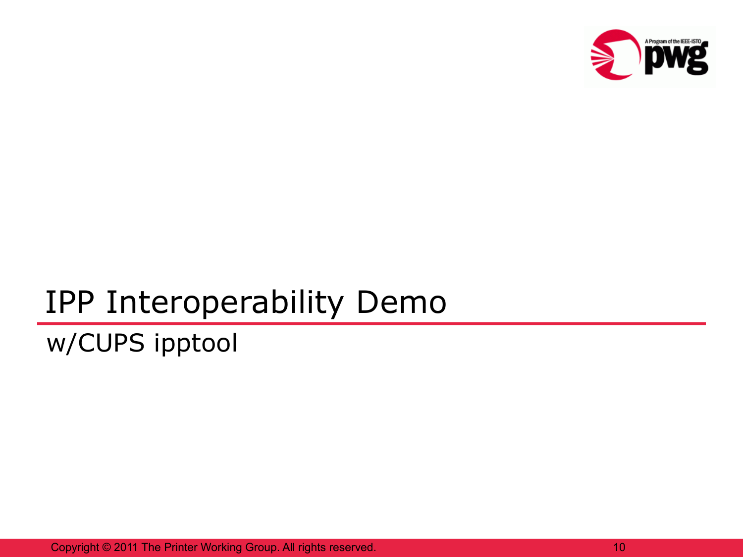# IPP Interoperability Demo

## w/CUPS ipptool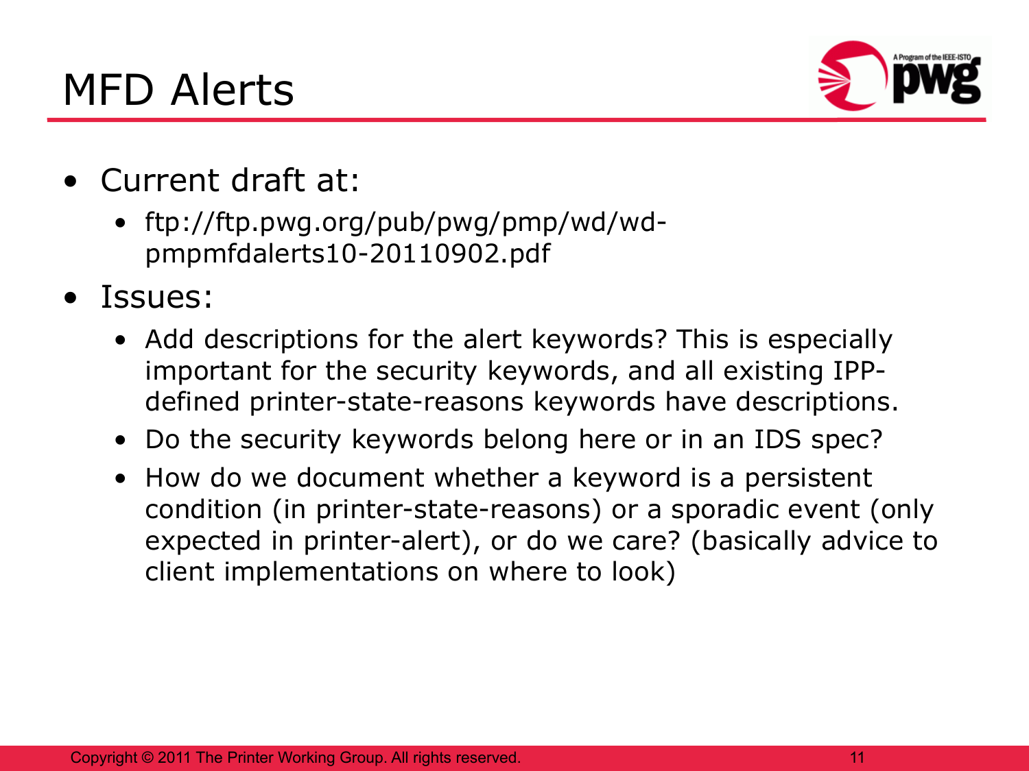# MFD Alerts

- Current draft at:
  - ftp://ftp.pwg.org/pub/pwg/pmp/wd/wd-pmpmfdalerts10-20110902.pdf
- Issues:
  - Add descriptions for the alert keywords? This is especially important for the security keywords, and all existing IPP-defined printer-state-reasons keywords have descriptions.
  - Do the security keywords belong here or in an IDS spec?
  - How do we document whether a keyword is a persistent condition (in printer-state-reasons) or a sporadic event (only expected in printer-alert), or do we care? (basically advice to client implementations on where to look)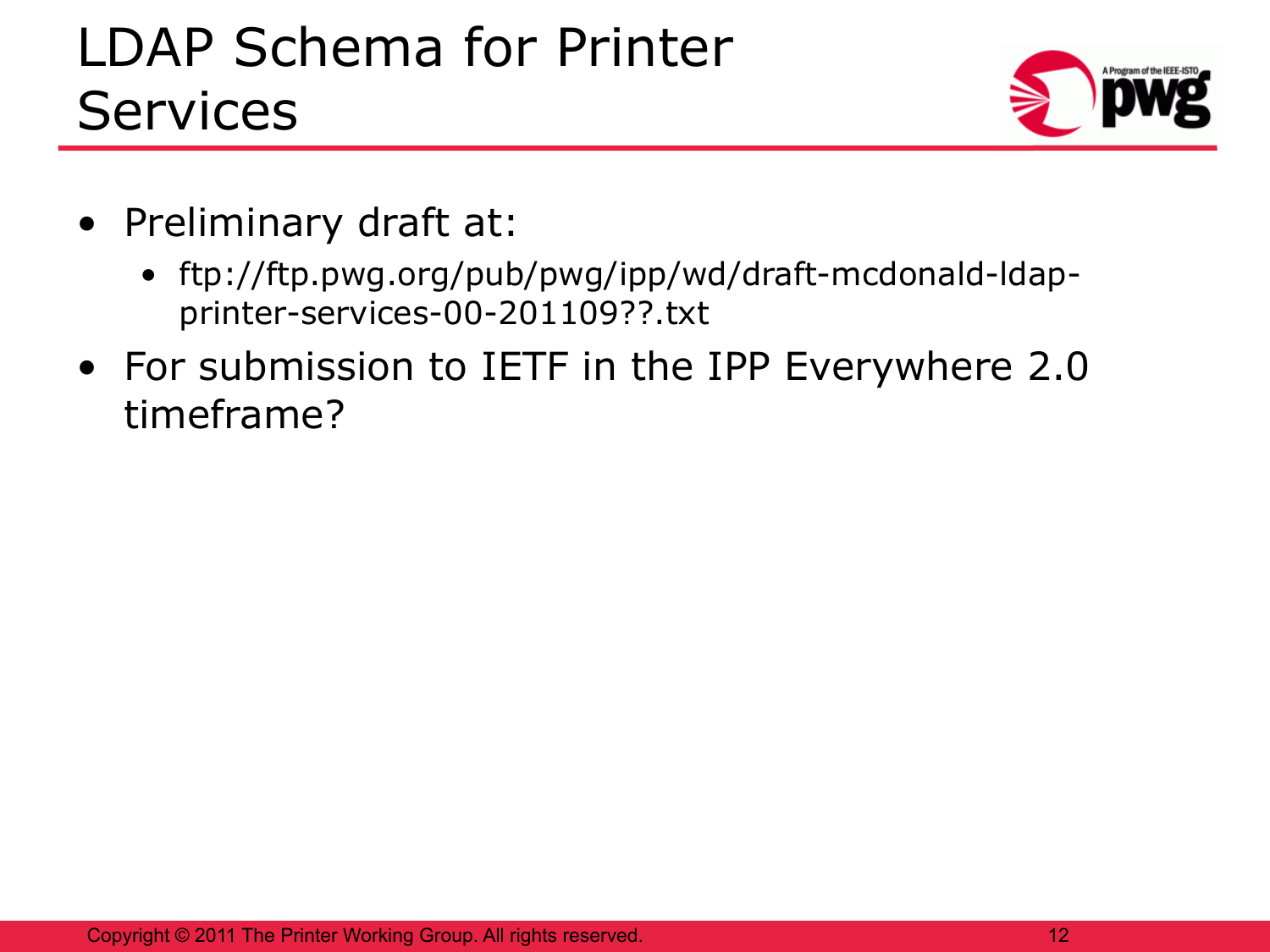# LDAP Schema for Printer Services

- Preliminary draft at:
  - ftp://ftp.pwg.org/pub/pwg/ipp/wd/draft-mcdonald-ldap-printer-services-00-201109??.txt
- For submission to IETF in the IPP Everywhere 2.0 timeframe?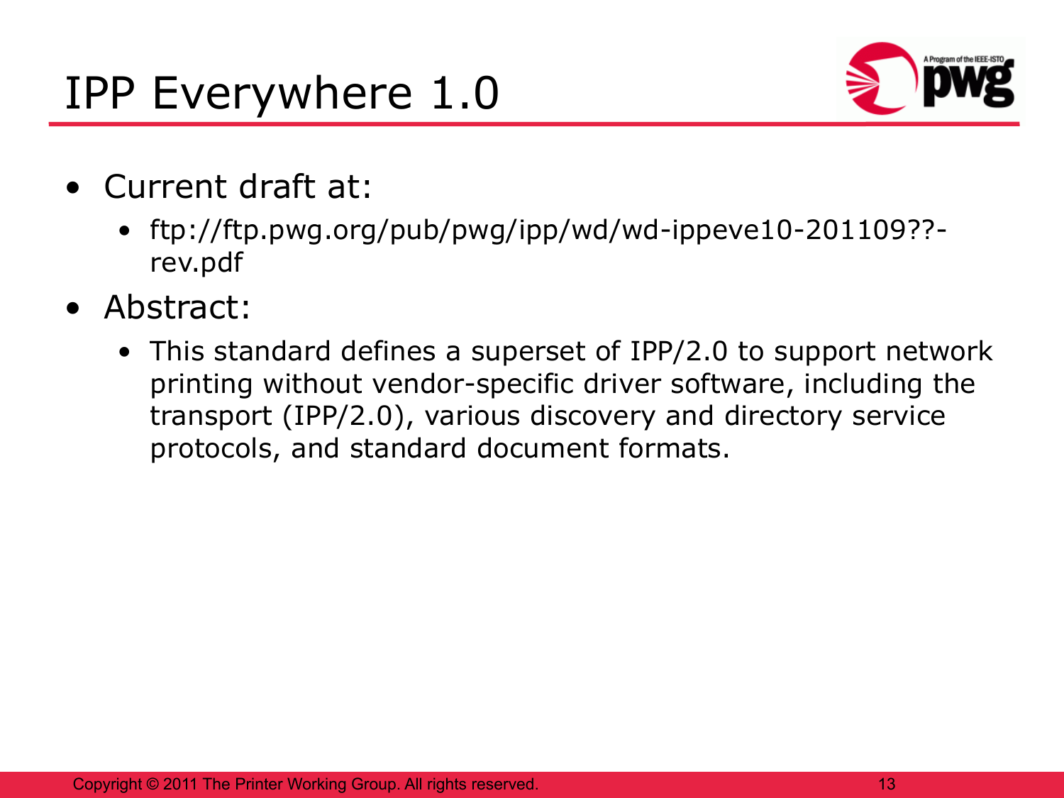# IPP Everywhere 1.0

- Current draft at:
  - ftp://ftp.pwg.org/pub/pwg/ipp/wd/wd-ippeve10-201109??-rev.pdf
- Abstract:
  - This standard defines a superset of IPP/2.0 to support network printing without vendor-specific driver software, including the transport (IPP/2.0), various discovery and directory service protocols, and standard document formats.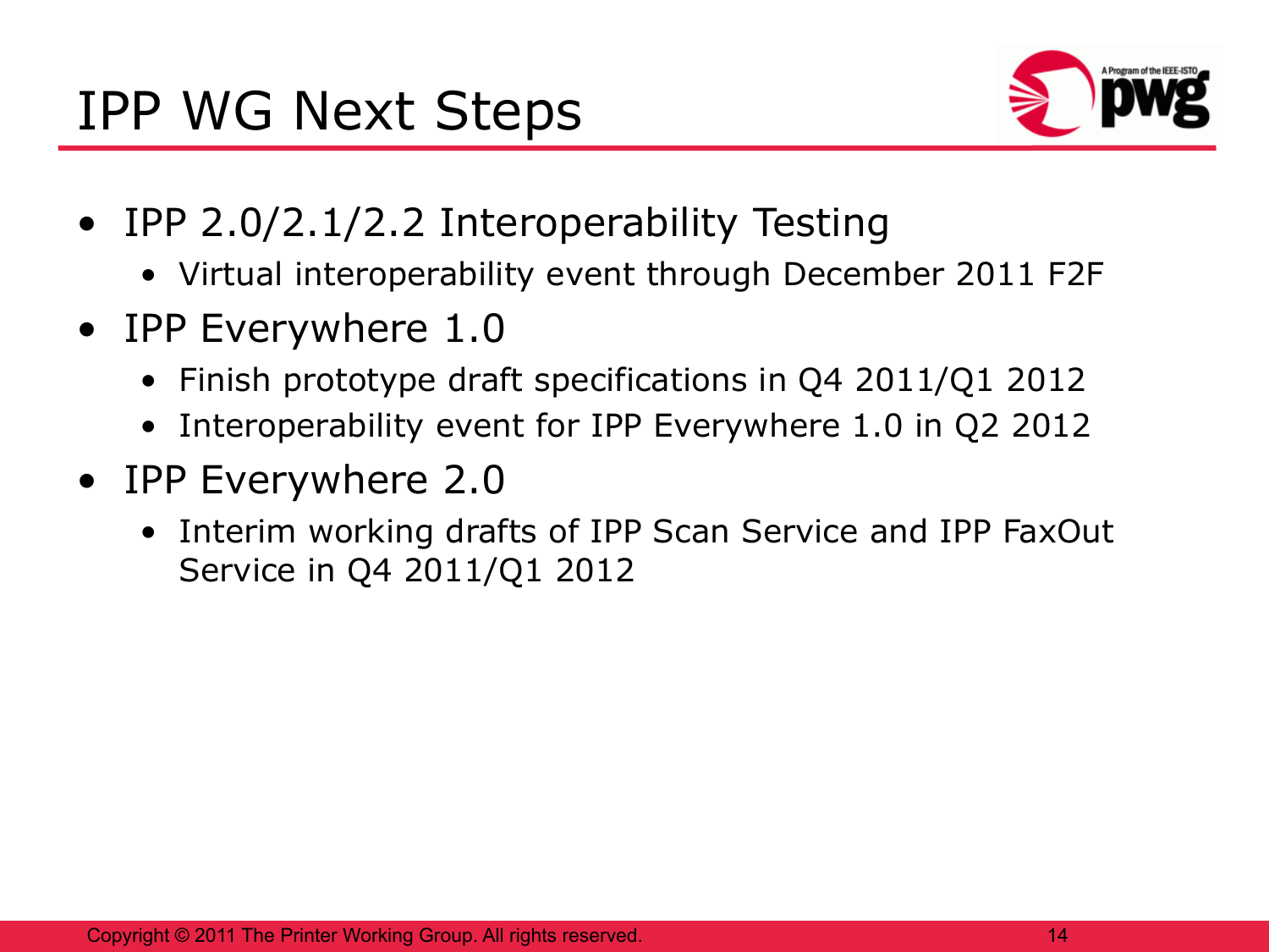# IPP WG Next Steps

- IPP 2.0/2.1/2.2 Interoperability Testing
  - Virtual interoperability event through December 2011 F2F
- IPP Everywhere 1.0
  - Finish prototype draft specifications in Q4 2011/Q1 2012
  - Interoperability event for IPP Everywhere 1.0 in Q2 2012
- IPP Everywhere 2.0
  - Interim working drafts of IPP Scan Service and IPP FaxOut Service in Q4 2011/Q1 2012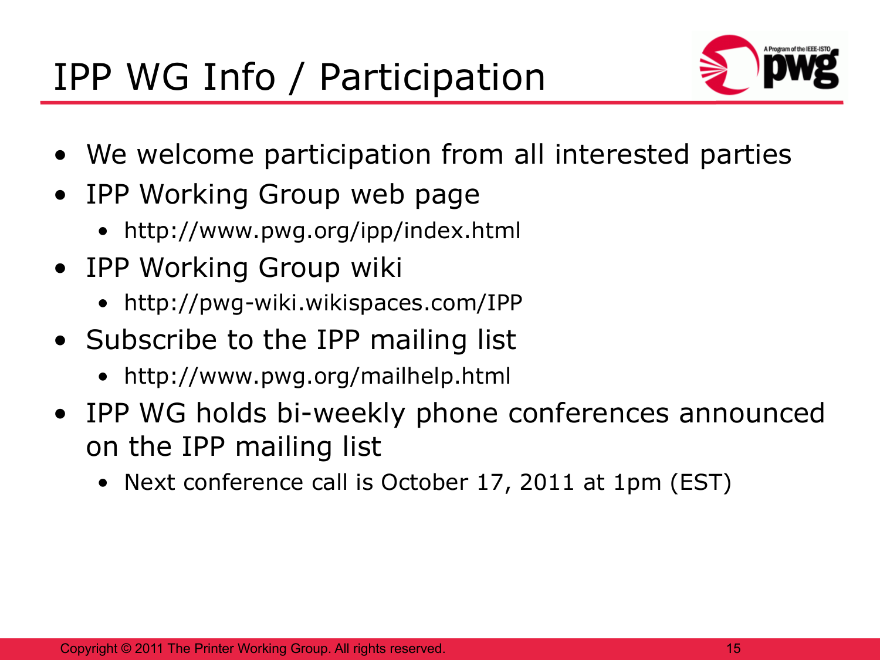# IPP WG Info / Participation

- We welcome participation from all interested parties
- IPP Working Group web page
  - http://www.pwg.org/ipp/index.html
- IPP Working Group wiki
  - http://pwg-wiki.wikispaces.com/IPP
- Subscribe to the IPP mailing list
  - http://www.pwg.org/mailhelp.html
- IPP WG holds bi-weekly phone conferences announced on the IPP mailing list
  - Next conference call is October 17, 2011 at 1pm (EST)